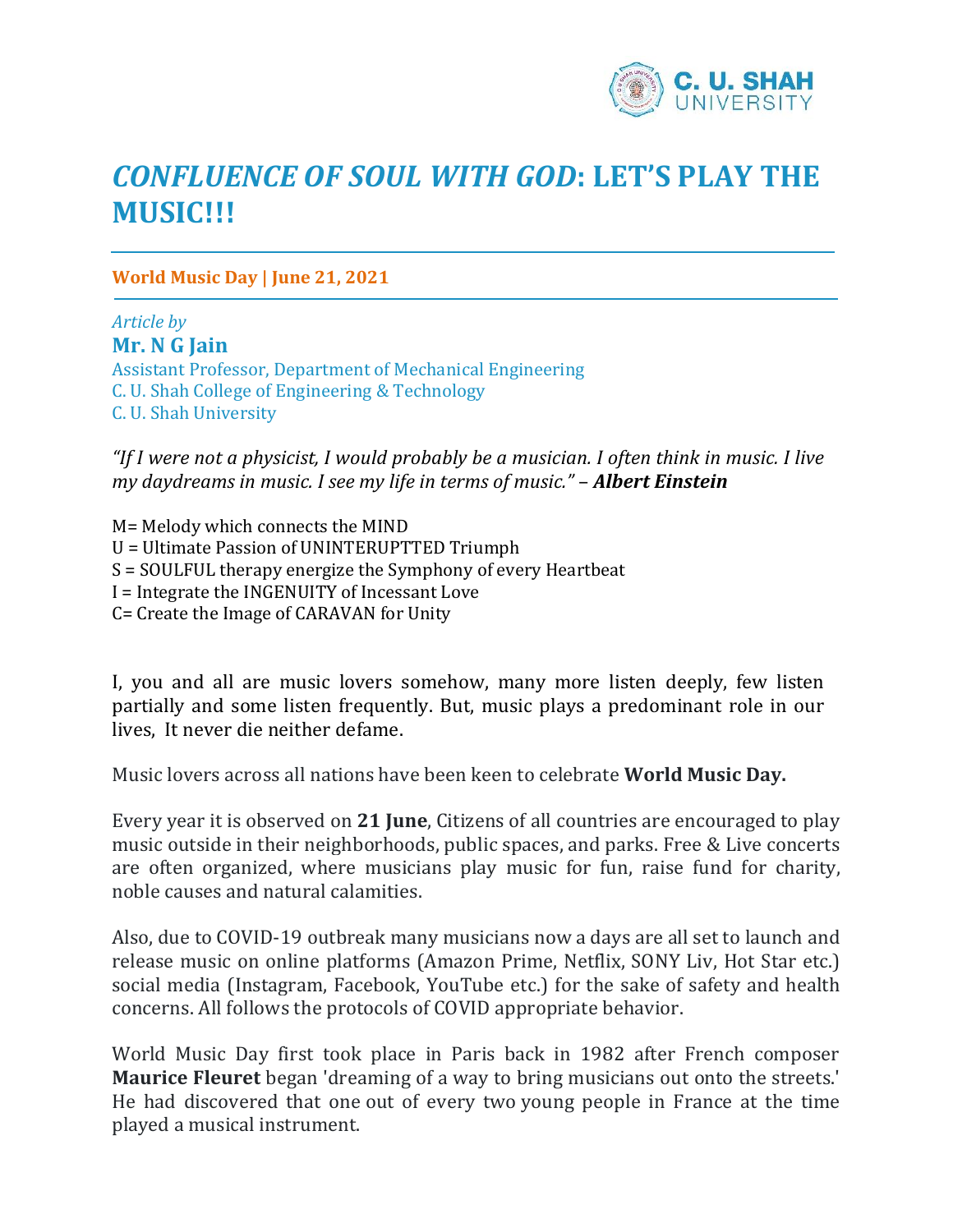# *CONFLUENCE OF SOUL WITH GOD*: LET'S PLAY THE MUSIC!!!

**World Music Day | June 21, 2021**

*Article by*

**Mr. N G Jain**

Assistant Professor, Department of Mechanical Engineering
C. U. Shah College of Engineering & Technology
C. U. Shah University

*"If I were not a physicist, I would probably be a musician. I often think in music. I live my daydreams in music. I see my life in terms of music."* – ***Albert Einstein***

M= Melody which connects the MIND
U = Ultimate Passion of UNINTERUPTTED Triumph
S = SOULFUL therapy energize the Symphony of every Heartbeat
I = Integrate the INGENUITY of Incessant Love
C= Create the Image of CARAVAN for Unity

I, you and all are music lovers somehow, many more listen deeply, few listen partially and some listen frequently. But, music plays a predominant role in our lives, It never die neither defame.

Music lovers across all nations have been keen to celebrate **World Music Day.**

Every year it is observed on **21 June**, Citizens of all countries are encouraged to play music outside in their neighborhoods, public spaces, and parks. Free & Live concerts are often organized, where musicians play music for fun, raise fund for charity, noble causes and natural calamities.

Also, due to COVID-19 outbreak many musicians now a days are all set to launch and release music on online platforms (Amazon Prime, Netflix, SONY Liv, Hot Star etc.) social media (Instagram, Facebook, YouTube etc.) for the sake of safety and health concerns. All follows the protocols of COVID appropriate behavior.

World Music Day first took place in Paris back in 1982 after French composer **Maurice Fleuret** began 'dreaming of a way to bring musicians out onto the streets.' He had discovered that one out of every two young people in France at the time played a musical instrument.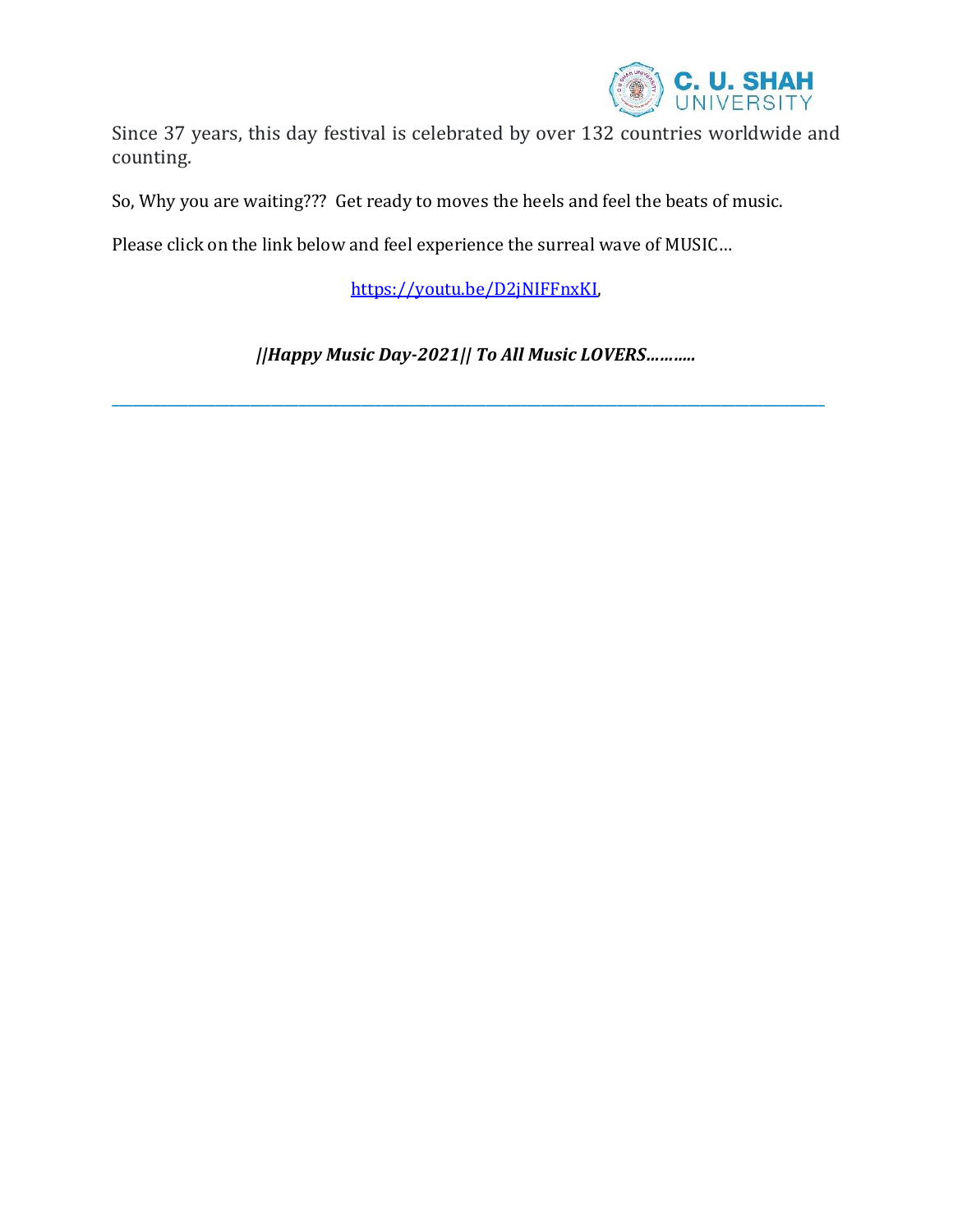Since 37 years, this day festival is celebrated by over 132 countries worldwide and counting.

So, Why you are waiting??? Get ready to moves the heels and feel the beats of music.

Please click on the link below and feel experience the surreal wave of MUSIC…

https://youtu.be/D2jNIFFnxKI,

***||Happy Music Day-2021|| To All Music LOVERS……….***

---